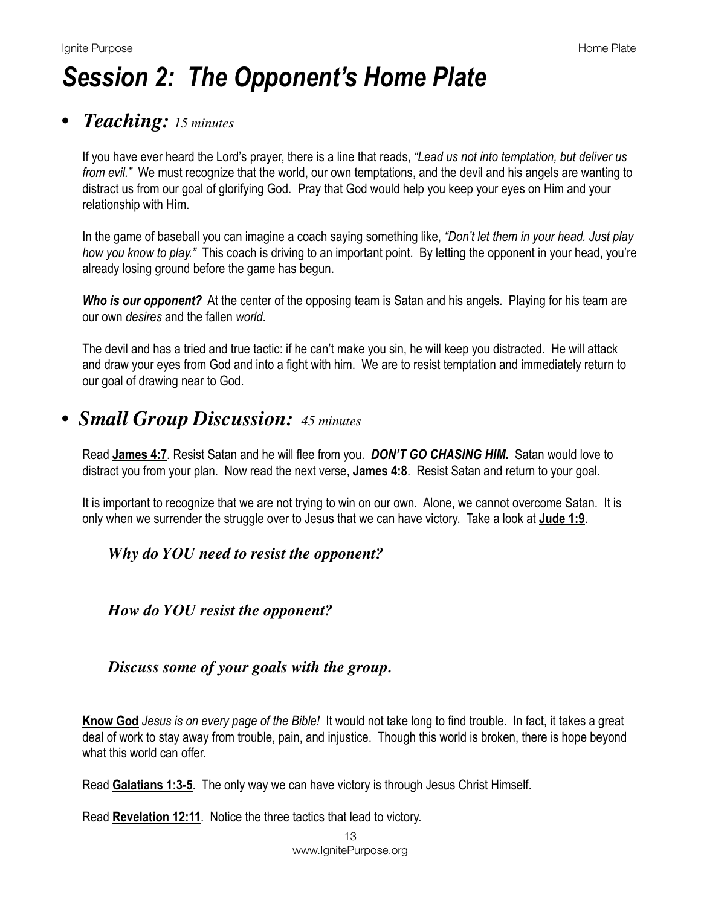# Session 2: The Opponent's Home Plate

## • *Teaching:* *15 minutes*

If you have ever heard the Lord's prayer, there is a line that reads, *"Lead us not into temptation, but deliver us from evil."* We must recognize that the world, our own temptations, and the devil and his angels are wanting to distract us from our goal of glorifying God. Pray that God would help you keep your eyes on Him and your relationship with Him.

In the game of baseball you can imagine a coach saying something like, *"Don't let them in your head. Just play how you know to play."* This coach is driving to an important point. By letting the opponent in your head, you're already losing ground before the game has begun.

***Who is our opponent?*** At the center of the opposing team is Satan and his angels. Playing for his team are our own *desires* and the fallen *world*.

The devil and has a tried and true tactic: if he can't make you sin, he will keep you distracted. He will attack and draw your eyes from God and into a fight with him. We are to resist temptation and immediately return to our goal of drawing near to God.

## • *Small Group Discussion:* *45 minutes*

Read **James 4:7**. Resist Satan and he will flee from you. ***DON'T GO CHASING HIM.*** Satan would love to distract you from your plan. Now read the next verse, **James 4:8**. Resist Satan and return to your goal.

It is important to recognize that we are not trying to win on our own. Alone, we cannot overcome Satan. It is only when we surrender the struggle over to Jesus that we can have victory. Take a look at **Jude 1:9**.

***Why do YOU need to resist the opponent?***

***How do YOU resist the opponent?***

***Discuss some of your goals with the group.***

**Know God** *Jesus is on every page of the Bible!* It would not take long to find trouble. In fact, it takes a great deal of work to stay away from trouble, pain, and injustice. Though this world is broken, there is hope beyond what this world can offer.

Read **Galatians 1:3-5**. The only way we can have victory is through Jesus Christ Himself.

Read **Revelation 12:11**. Notice the three tactics that lead to victory.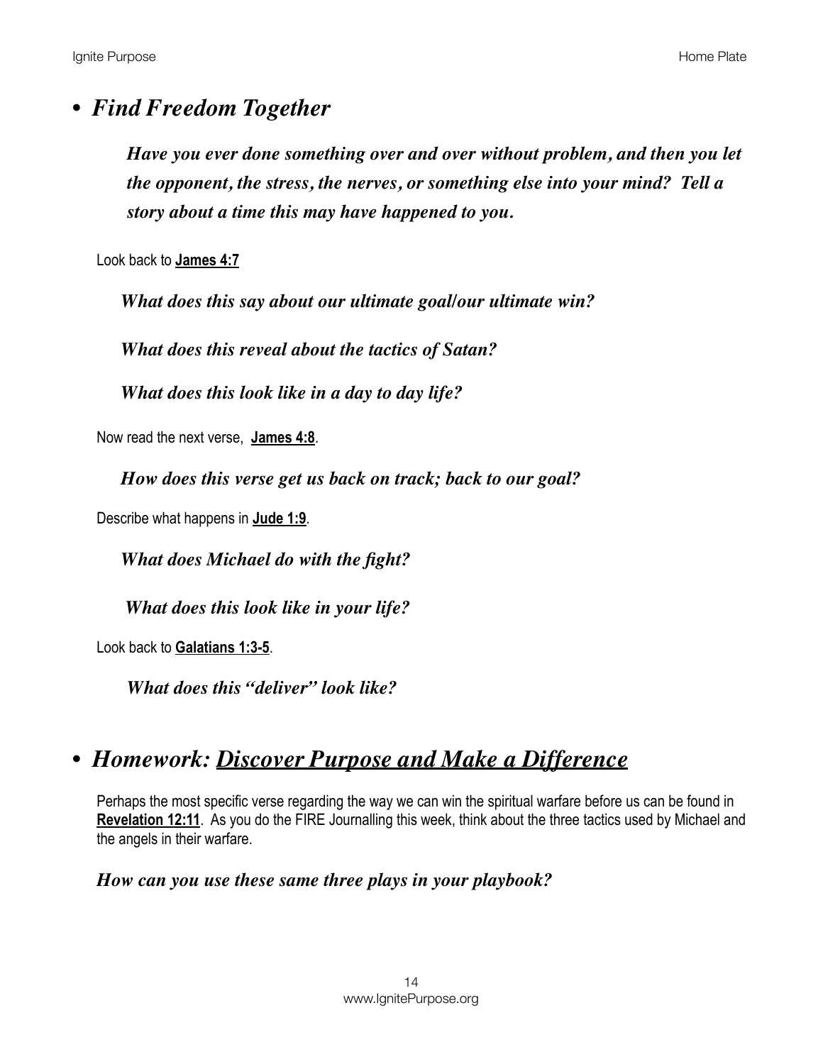## • *Find Freedom Together*

***Have you ever done something over and over without problem, and then you let the opponent, the stress, the nerves, or something else into your mind? Tell a story about a time this may have happened to you.***

Look back to **James 4:7**

***What does this say about our ultimate goal/our ultimate win?***

***What does this reveal about the tactics of Satan?***

***What does this look like in a day to day life?***

Now read the next verse, **James 4:8**.

***How does this verse get us back on track; back to our goal?***

Describe what happens in **Jude 1:9**.

***What does Michael do with the fight?***

***What does this look like in your life?***

Look back to **Galatians 1:3-5**.

***What does this "deliver" look like?***

## • *Homework: Discover Purpose and Make a Difference*

Perhaps the most specific verse regarding the way we can win the spiritual warfare before us can be found in **Revelation 12:11**. As you do the FIRE Journalling this week, think about the three tactics used by Michael and the angels in their warfare.

***How can you use these same three plays in your playbook?***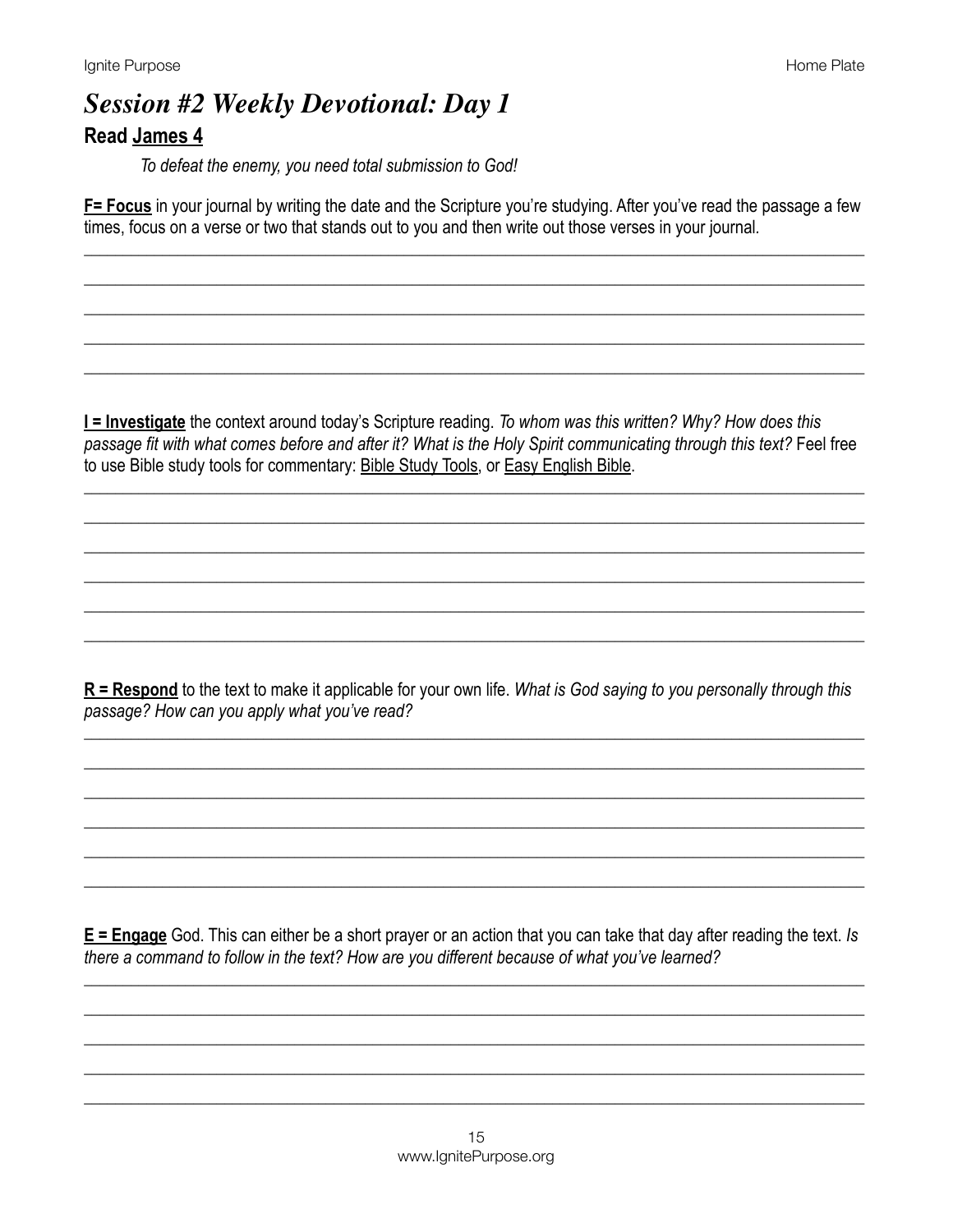# *Session #2 Weekly Devotional: Day 1*

**Read James 4**

*To defeat the enemy, you need total submission to God!*

**F= Focus** in your journal by writing the date and the Scripture you're studying. After you've read the passage a few times, focus on a verse or two that stands out to you and then write out those verses in your journal.

**I = Investigate** the context around today's Scripture reading. *To whom was this written? Why? How does this passage fit with what comes before and after it? What is the Holy Spirit communicating through this text?* Feel free to use Bible study tools for commentary: Bible Study Tools, or Easy English Bible.

**R = Respond** to the text to make it applicable for your own life. *What is God saying to you personally through this passage? How can you apply what you've read?*

**E = Engage** God. This can either be a short prayer or an action that you can take that day after reading the text. *Is there a command to follow in the text? How are you different because of what you've learned?*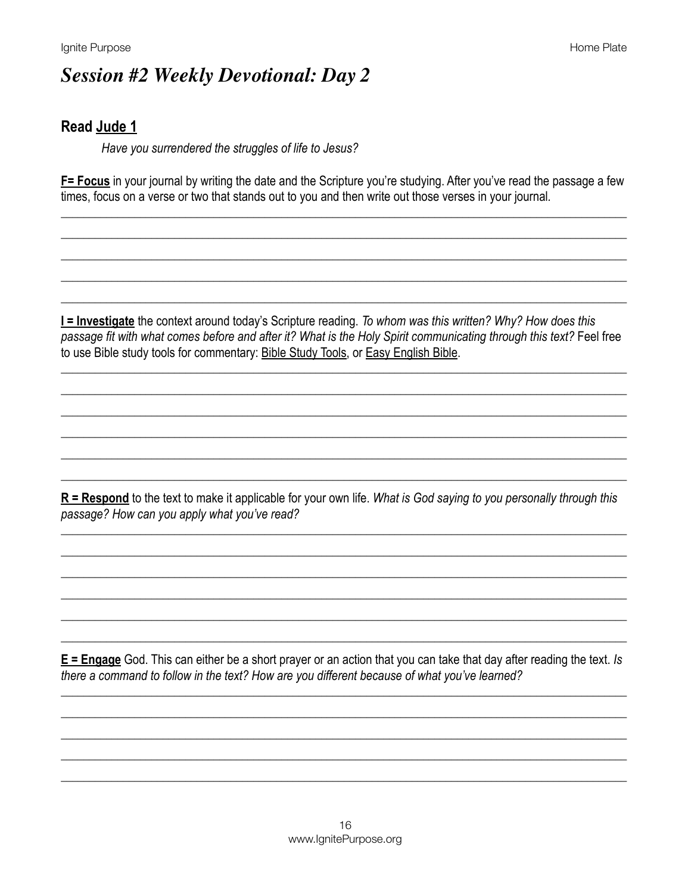# *Session #2 Weekly Devotional: Day 2*

## Read Jude 1

*Have you surrendered the struggles of life to Jesus?*

**F= Focus** in your journal by writing the date and the Scripture you're studying. After you've read the passage a few times, focus on a verse or two that stands out to you and then write out those verses in your journal.

______________________________________________________________________________

______________________________________________________________________________

______________________________________________________________________________

______________________________________________________________________________

______________________________________________________________________________

**I = Investigate** the context around today's Scripture reading. *To whom was this written? Why? How does this passage fit with what comes before and after it? What is the Holy Spirit communicating through this text?* Feel free to use Bible study tools for commentary: Bible Study Tools, or Easy English Bible.

______________________________________________________________________________

______________________________________________________________________________

______________________________________________________________________________

______________________________________________________________________________

______________________________________________________________________________

______________________________________________________________________________

**R = Respond** to the text to make it applicable for your own life. *What is God saying to you personally through this passage? How can you apply what you've read?*

______________________________________________________________________________

______________________________________________________________________________

______________________________________________________________________________

______________________________________________________________________________

______________________________________________________________________________

______________________________________________________________________________

**E = Engage** God. This can either be a short prayer or an action that you can take that day after reading the text. *Is there a command to follow in the text? How are you different because of what you've learned?*

______________________________________________________________________________

______________________________________________________________________________

______________________________________________________________________________

______________________________________________________________________________

______________________________________________________________________________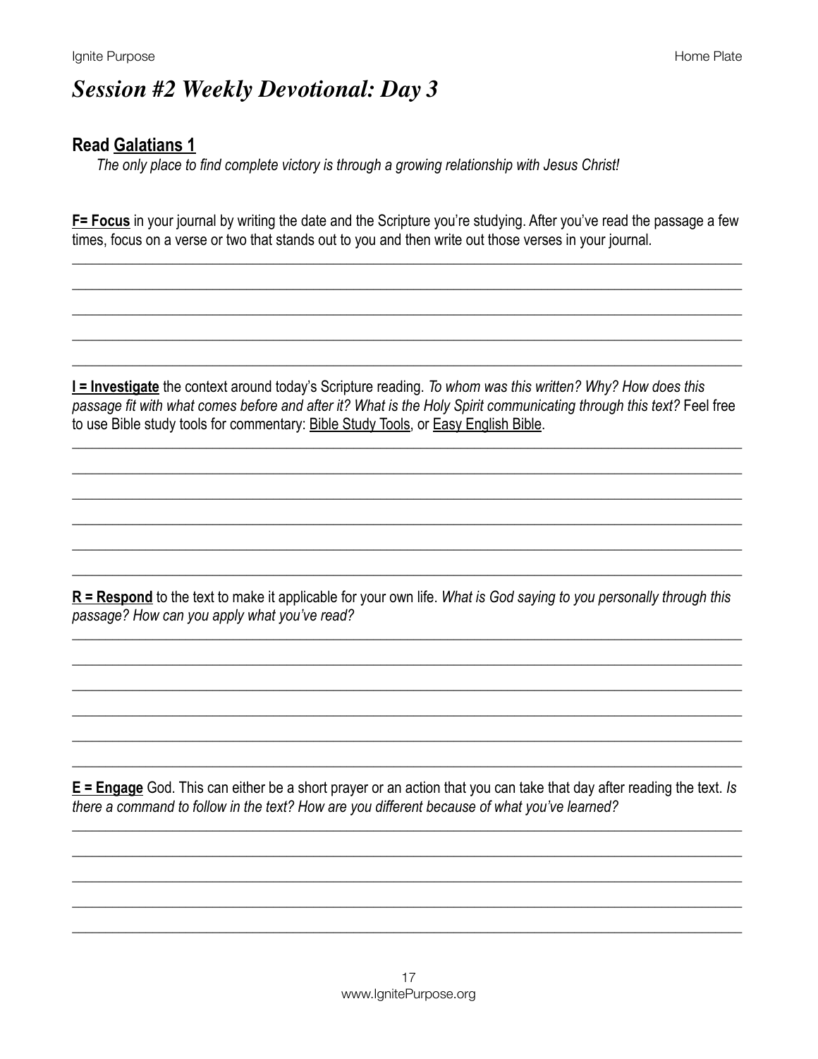# *Session #2 Weekly Devotional: Day 3*

**Read Galatians 1**

*The only place to find complete victory is through a growing relationship with Jesus Christ!*

**F= Focus** in your journal by writing the date and the Scripture you're studying. After you've read the passage a few times, focus on a verse or two that stands out to you and then write out those verses in your journal.

\_\_\_\_\_\_\_\_\_\_\_\_\_\_\_\_\_\_\_\_\_\_\_\_\_\_\_\_\_\_\_\_\_\_\_\_\_\_\_\_\_\_\_\_\_\_\_\_\_\_\_\_\_\_\_\_\_\_\_\_\_\_\_\_\_\_\_\_\_\_\_\_\_\_\_\_\_\_

\_\_\_\_\_\_\_\_\_\_\_\_\_\_\_\_\_\_\_\_\_\_\_\_\_\_\_\_\_\_\_\_\_\_\_\_\_\_\_\_\_\_\_\_\_\_\_\_\_\_\_\_\_\_\_\_\_\_\_\_\_\_\_\_\_\_\_\_\_\_\_\_\_\_\_\_\_\_

\_\_\_\_\_\_\_\_\_\_\_\_\_\_\_\_\_\_\_\_\_\_\_\_\_\_\_\_\_\_\_\_\_\_\_\_\_\_\_\_\_\_\_\_\_\_\_\_\_\_\_\_\_\_\_\_\_\_\_\_\_\_\_\_\_\_\_\_\_\_\_\_\_\_\_\_\_\_

\_\_\_\_\_\_\_\_\_\_\_\_\_\_\_\_\_\_\_\_\_\_\_\_\_\_\_\_\_\_\_\_\_\_\_\_\_\_\_\_\_\_\_\_\_\_\_\_\_\_\_\_\_\_\_\_\_\_\_\_\_\_\_\_\_\_\_\_\_\_\_\_\_\_\_\_\_\_

\_\_\_\_\_\_\_\_\_\_\_\_\_\_\_\_\_\_\_\_\_\_\_\_\_\_\_\_\_\_\_\_\_\_\_\_\_\_\_\_\_\_\_\_\_\_\_\_\_\_\_\_\_\_\_\_\_\_\_\_\_\_\_\_\_\_\_\_\_\_\_\_\_\_\_\_\_\_

**I = Investigate** the context around today's Scripture reading. *To whom was this written? Why? How does this passage fit with what comes before and after it? What is the Holy Spirit communicating through this text?* Feel free to use Bible study tools for commentary: Bible Study Tools, or Easy English Bible.

\_\_\_\_\_\_\_\_\_\_\_\_\_\_\_\_\_\_\_\_\_\_\_\_\_\_\_\_\_\_\_\_\_\_\_\_\_\_\_\_\_\_\_\_\_\_\_\_\_\_\_\_\_\_\_\_\_\_\_\_\_\_\_\_\_\_\_\_\_\_\_\_\_\_\_\_\_\_

\_\_\_\_\_\_\_\_\_\_\_\_\_\_\_\_\_\_\_\_\_\_\_\_\_\_\_\_\_\_\_\_\_\_\_\_\_\_\_\_\_\_\_\_\_\_\_\_\_\_\_\_\_\_\_\_\_\_\_\_\_\_\_\_\_\_\_\_\_\_\_\_\_\_\_\_\_\_

\_\_\_\_\_\_\_\_\_\_\_\_\_\_\_\_\_\_\_\_\_\_\_\_\_\_\_\_\_\_\_\_\_\_\_\_\_\_\_\_\_\_\_\_\_\_\_\_\_\_\_\_\_\_\_\_\_\_\_\_\_\_\_\_\_\_\_\_\_\_\_\_\_\_\_\_\_\_

\_\_\_\_\_\_\_\_\_\_\_\_\_\_\_\_\_\_\_\_\_\_\_\_\_\_\_\_\_\_\_\_\_\_\_\_\_\_\_\_\_\_\_\_\_\_\_\_\_\_\_\_\_\_\_\_\_\_\_\_\_\_\_\_\_\_\_\_\_\_\_\_\_\_\_\_\_\_

\_\_\_\_\_\_\_\_\_\_\_\_\_\_\_\_\_\_\_\_\_\_\_\_\_\_\_\_\_\_\_\_\_\_\_\_\_\_\_\_\_\_\_\_\_\_\_\_\_\_\_\_\_\_\_\_\_\_\_\_\_\_\_\_\_\_\_\_\_\_\_\_\_\_\_\_\_\_

\_\_\_\_\_\_\_\_\_\_\_\_\_\_\_\_\_\_\_\_\_\_\_\_\_\_\_\_\_\_\_\_\_\_\_\_\_\_\_\_\_\_\_\_\_\_\_\_\_\_\_\_\_\_\_\_\_\_\_\_\_\_\_\_\_\_\_\_\_\_\_\_\_\_\_\_\_\_

**R = Respond** to the text to make it applicable for your own life. *What is God saying to you personally through this passage? How can you apply what you've read?*

\_\_\_\_\_\_\_\_\_\_\_\_\_\_\_\_\_\_\_\_\_\_\_\_\_\_\_\_\_\_\_\_\_\_\_\_\_\_\_\_\_\_\_\_\_\_\_\_\_\_\_\_\_\_\_\_\_\_\_\_\_\_\_\_\_\_\_\_\_\_\_\_\_\_\_\_\_\_

\_\_\_\_\_\_\_\_\_\_\_\_\_\_\_\_\_\_\_\_\_\_\_\_\_\_\_\_\_\_\_\_\_\_\_\_\_\_\_\_\_\_\_\_\_\_\_\_\_\_\_\_\_\_\_\_\_\_\_\_\_\_\_\_\_\_\_\_\_\_\_\_\_\_\_\_\_\_

\_\_\_\_\_\_\_\_\_\_\_\_\_\_\_\_\_\_\_\_\_\_\_\_\_\_\_\_\_\_\_\_\_\_\_\_\_\_\_\_\_\_\_\_\_\_\_\_\_\_\_\_\_\_\_\_\_\_\_\_\_\_\_\_\_\_\_\_\_\_\_\_\_\_\_\_\_\_

\_\_\_\_\_\_\_\_\_\_\_\_\_\_\_\_\_\_\_\_\_\_\_\_\_\_\_\_\_\_\_\_\_\_\_\_\_\_\_\_\_\_\_\_\_\_\_\_\_\_\_\_\_\_\_\_\_\_\_\_\_\_\_\_\_\_\_\_\_\_\_\_\_\_\_\_\_\_

\_\_\_\_\_\_\_\_\_\_\_\_\_\_\_\_\_\_\_\_\_\_\_\_\_\_\_\_\_\_\_\_\_\_\_\_\_\_\_\_\_\_\_\_\_\_\_\_\_\_\_\_\_\_\_\_\_\_\_\_\_\_\_\_\_\_\_\_\_\_\_\_\_\_\_\_\_\_

\_\_\_\_\_\_\_\_\_\_\_\_\_\_\_\_\_\_\_\_\_\_\_\_\_\_\_\_\_\_\_\_\_\_\_\_\_\_\_\_\_\_\_\_\_\_\_\_\_\_\_\_\_\_\_\_\_\_\_\_\_\_\_\_\_\_\_\_\_\_\_\_\_\_\_\_\_\_

**E = Engage** God. This can either be a short prayer or an action that you can take that day after reading the text. *Is there a command to follow in the text? How are you different because of what you've learned?*

\_\_\_\_\_\_\_\_\_\_\_\_\_\_\_\_\_\_\_\_\_\_\_\_\_\_\_\_\_\_\_\_\_\_\_\_\_\_\_\_\_\_\_\_\_\_\_\_\_\_\_\_\_\_\_\_\_\_\_\_\_\_\_\_\_\_\_\_\_\_\_\_\_\_\_\_\_\_

\_\_\_\_\_\_\_\_\_\_\_\_\_\_\_\_\_\_\_\_\_\_\_\_\_\_\_\_\_\_\_\_\_\_\_\_\_\_\_\_\_\_\_\_\_\_\_\_\_\_\_\_\_\_\_\_\_\_\_\_\_\_\_\_\_\_\_\_\_\_\_\_\_\_\_\_\_\_

\_\_\_\_\_\_\_\_\_\_\_\_\_\_\_\_\_\_\_\_\_\_\_\_\_\_\_\_\_\_\_\_\_\_\_\_\_\_\_\_\_\_\_\_\_\_\_\_\_\_\_\_\_\_\_\_\_\_\_\_\_\_\_\_\_\_\_\_\_\_\_\_\_\_\_\_\_\_

\_\_\_\_\_\_\_\_\_\_\_\_\_\_\_\_\_\_\_\_\_\_\_\_\_\_\_\_\_\_\_\_\_\_\_\_\_\_\_\_\_\_\_\_\_\_\_\_\_\_\_\_\_\_\_\_\_\_\_\_\_\_\_\_\_\_\_\_\_\_\_\_\_\_\_\_\_\_

\_\_\_\_\_\_\_\_\_\_\_\_\_\_\_\_\_\_\_\_\_\_\_\_\_\_\_\_\_\_\_\_\_\_\_\_\_\_\_\_\_\_\_\_\_\_\_\_\_\_\_\_\_\_\_\_\_\_\_\_\_\_\_\_\_\_\_\_\_\_\_\_\_\_\_\_\_\_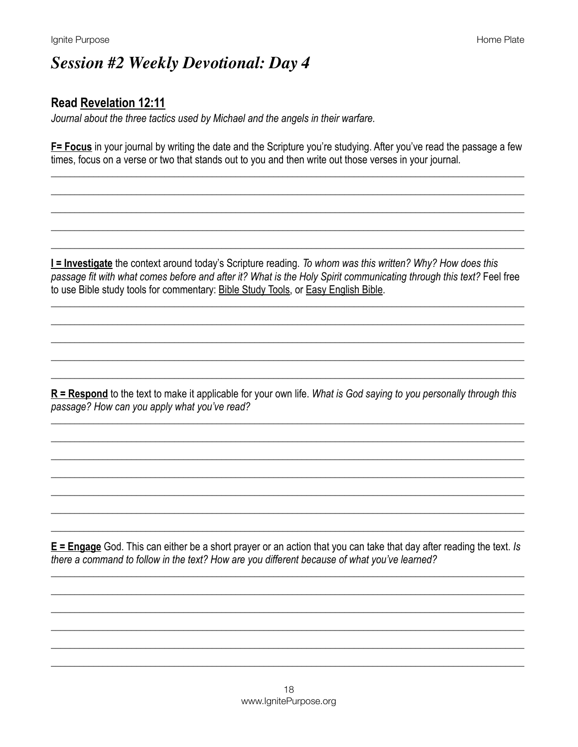# *Session #2 Weekly Devotional: Day 4*

### Read Revelation 12:11

*Journal about the three tactics used by Michael and the angels in their warfare.*

**F= Focus** in your journal by writing the date and the Scripture you're studying. After you've read the passage a few times, focus on a verse or two that stands out to you and then write out those verses in your journal.

**I = Investigate** the context around today's Scripture reading. *To whom was this written? Why? How does this passage fit with what comes before and after it? What is the Holy Spirit communicating through this text?* Feel free to use Bible study tools for commentary: Bible Study Tools, or Easy English Bible.

**R = Respond** to the text to make it applicable for your own life. *What is God saying to you personally through this passage? How can you apply what you've read?*

**E = Engage** God. This can either be a short prayer or an action that you can take that day after reading the text. *Is there a command to follow in the text? How are you different because of what you've learned?*